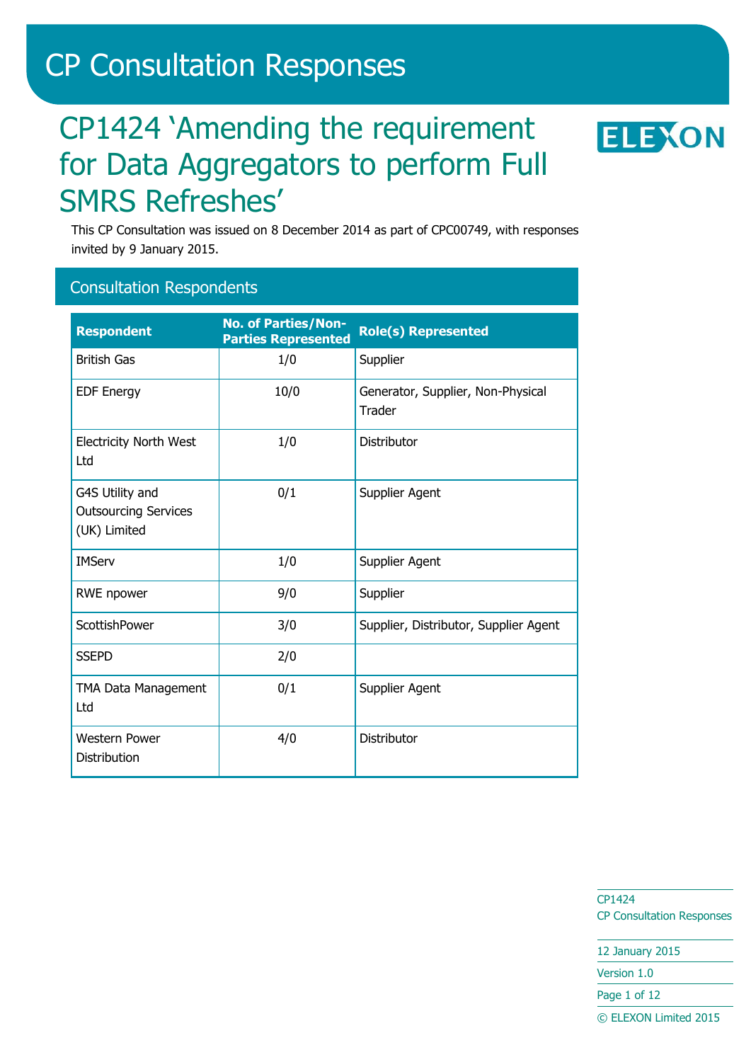# CP Consultation Responses

## CP1424 'Amending the requirement for Data Aggregators to perform Full SMRS Refreshes'

This CP Consultation was issued on 8 December 2014 as part of CPC00749, with responses invited by 9 January 2015.

### Consultation Respondents

| Respondent | No. of Parties/Non-Parties Represented | Role(s) Represented |
|---|---|---|
| British Gas | 1/0 | Supplier |
| EDF Energy | 10/0 | Generator, Supplier, Non-Physical Trader |
| Electricity North West Ltd | 1/0 | Distributor |
| G4S Utility and Outsourcing Services (UK) Limited | 0/1 | Supplier Agent |
| IMServ | 1/0 | Supplier Agent |
| RWE npower | 9/0 | Supplier |
| ScottishPower | 3/0 | Supplier, Distributor, Supplier Agent |
| SSEPD | 2/0 | |
| TMA Data Management Ltd | 0/1 | Supplier Agent |
| Western Power Distribution | 4/0 | Distributor |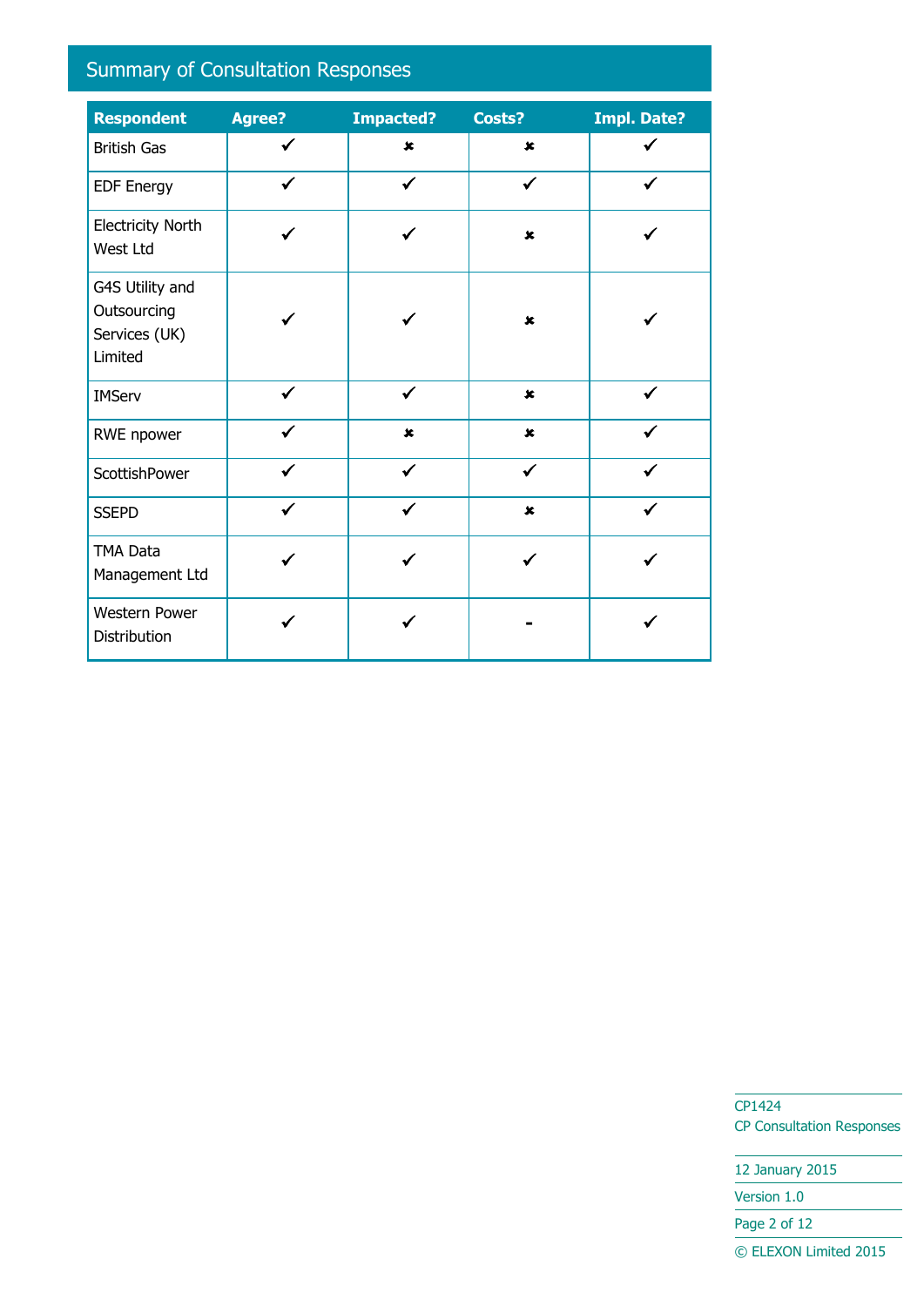## Summary of Consultation Responses

| Respondent | Agree? | Impacted? | Costs? | Impl. Date? |
|---|---|---|---|---|
| British Gas | ✔ | ✘ | ✘ | ✔ |
| EDF Energy | ✔ | ✔ | ✔ | ✔ |
| Electricity North West Ltd | ✔ | ✔ | ✘ | ✔ |
| G4S Utility and Outsourcing Services (UK) Limited | ✔ | ✔ | ✘ | ✔ |
| IMServ | ✔ | ✔ | ✘ | ✔ |
| RWE npower | ✔ | ✘ | ✘ | ✔ |
| ScottishPower | ✔ | ✔ | ✔ | ✔ |
| SSEPD | ✔ | ✔ | ✘ | ✔ |
| TMA Data Management Ltd | ✔ | ✔ | ✔ | ✔ |
| Western Power Distribution | ✔ | ✔ | - | ✔ |

CP1424
CP Consultation Responses

12 January 2015

Version 1.0

© ELEXON Limited 2015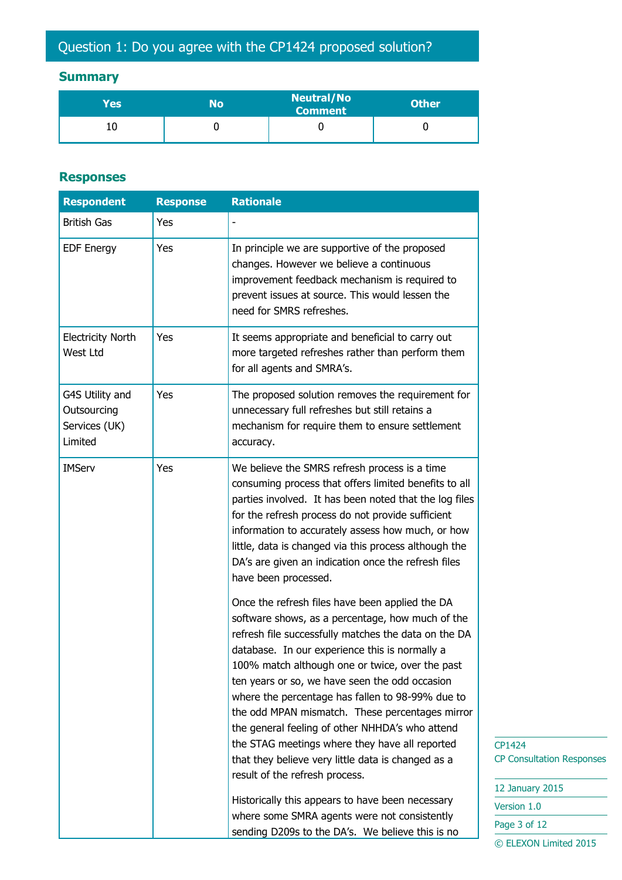## Question 1: Do you agree with the CP1424 proposed solution?

### Summary

| Yes | No | Neutral/No Comment | Other |
|---|---|---|---|
| 10 | 0 | 0 | 0 |

### Responses

| Respondent | Response | Rationale |
|---|---|---|
| British Gas | Yes | - |
| EDF Energy | Yes | In principle we are supportive of the proposed changes. However we believe a continuous improvement feedback mechanism is required to prevent issues at source. This would lessen the need for SMRS refreshes. |
| Electricity North West Ltd | Yes | It seems appropriate and beneficial to carry out more targeted refreshes rather than perform them for all agents and SMRA's. |
| G4S Utility and Outsourcing Services (UK) Limited | Yes | The proposed solution removes the requirement for unnecessary full refreshes but still retains a mechanism for require them to ensure settlement accuracy. |
| IMServ | Yes | We believe the SMRS refresh process is a time consuming process that offers limited benefits to all parties involved. It has been noted that the log files for the refresh process do not provide sufficient information to accurately assess how much, or how little, data is changed via this process although the DA's are given an indication once the refresh files have been processed.<br><br>Once the refresh files have been applied the DA software shows, as a percentage, how much of the refresh file successfully matches the data on the DA database. In our experience this is normally a 100% match although one or twice, over the past ten years or so, we have seen the odd occasion where the percentage has fallen to 98-99% due to the odd MPAN mismatch. These percentages mirror the general feeling of other NHHDA's who attend the STAG meetings where they have all reported that they believe very little data is changed as a result of the refresh process.<br><br>Historically this appears to have been necessary where some SMRA agents were not consistently sending D209s to the DA's. We believe this is no |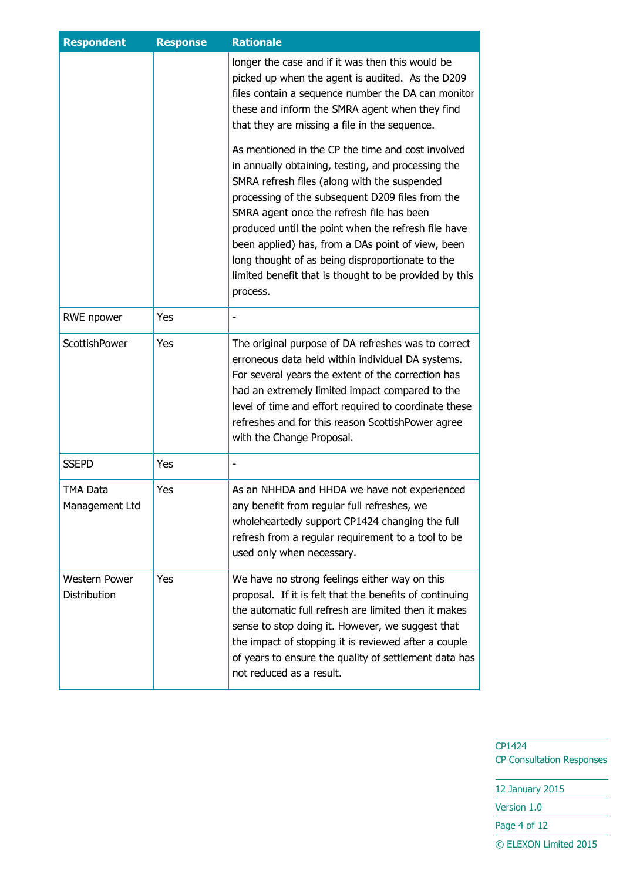| Respondent | Response | Rationale |
|---|---|---|
| | | longer the case and if it was then this would be picked up when the agent is audited. As the D209 files contain a sequence number the DA can monitor these and inform the SMRA agent when they find that they are missing a file in the sequence.<br><br>As mentioned in the CP the time and cost involved in annually obtaining, testing, and processing the SMRA refresh files (along with the suspended processing of the subsequent D209 files from the SMRA agent once the refresh file has been produced until the point when the refresh file have been applied) has, from a DAs point of view, been long thought of as being disproportionate to the limited benefit that is thought to be provided by this process. |
| RWE npower | Yes | - |
| ScottishPower | Yes | The original purpose of DA refreshes was to correct erroneous data held within individual DA systems. For several years the extent of the correction has had an extremely limited impact compared to the level of time and effort required to coordinate these refreshes and for this reason ScottishPower agree with the Change Proposal. |
| SSEPD | Yes | - |
| TMA Data Management Ltd | Yes | As an NHHDA and HHDA we have not experienced any benefit from regular full refreshes, we wholeheartedly support CP1424 changing the full refresh from a regular requirement to a tool to be used only when necessary. |
| Western Power Distribution | Yes | We have no strong feelings either way on this proposal. If it is felt that the benefits of continuing the automatic full refresh are limited then it makes sense to stop doing it. However, we suggest that the impact of stopping it is reviewed after a couple of years to ensure the quality of settlement data has not reduced as a result. |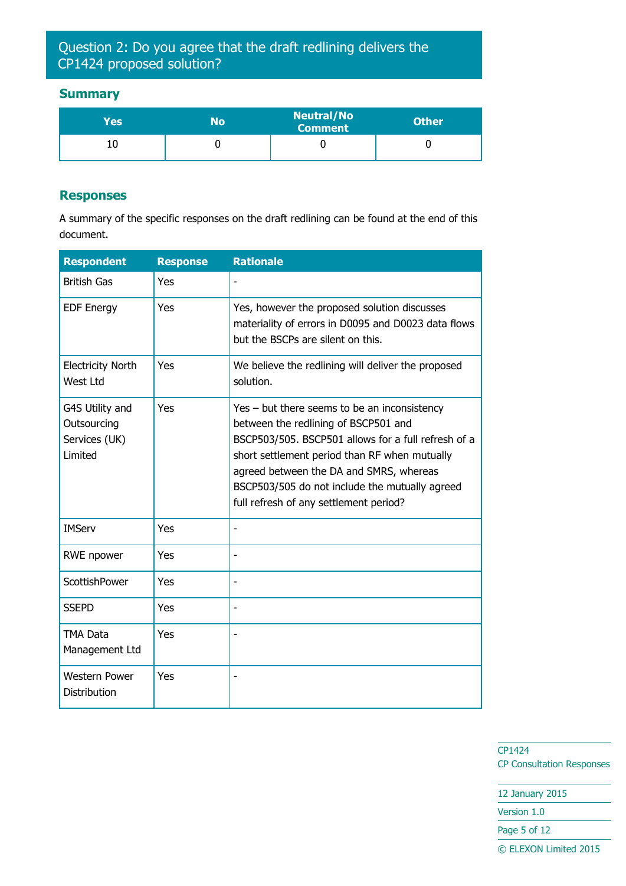## Question 2: Do you agree that the draft redlining delivers the CP1424 proposed solution?

### Summary

| Yes | No | Neutral/No Comment | Other |
|---|---|---|---|
| 10 | 0 | 0 | 0 |

### Responses

A summary of the specific responses on the draft redlining can be found at the end of this document.

| Respondent | Response | Rationale |
|---|---|---|
| British Gas | Yes | - |
| EDF Energy | Yes | Yes, however the proposed solution discusses materiality of errors in D0095 and D0023 data flows but the BSCPs are silent on this. |
| Electricity North West Ltd | Yes | We believe the redlining will deliver the proposed solution. |
| G4S Utility and Outsourcing Services (UK) Limited | Yes | Yes – but there seems to be an inconsistency between the redlining of BSCP501 and BSCP503/505. BSCP501 allows for a full refresh of a short settlement period than RF when mutually agreed between the DA and SMRS, whereas BSCP503/505 do not include the mutually agreed full refresh of any settlement period? |
| IMServ | Yes | - |
| RWE npower | Yes | - |
| ScottishPower | Yes | - |
| SSEPD | Yes | - |
| TMA Data Management Ltd | Yes | - |
| Western Power Distribution | Yes | - |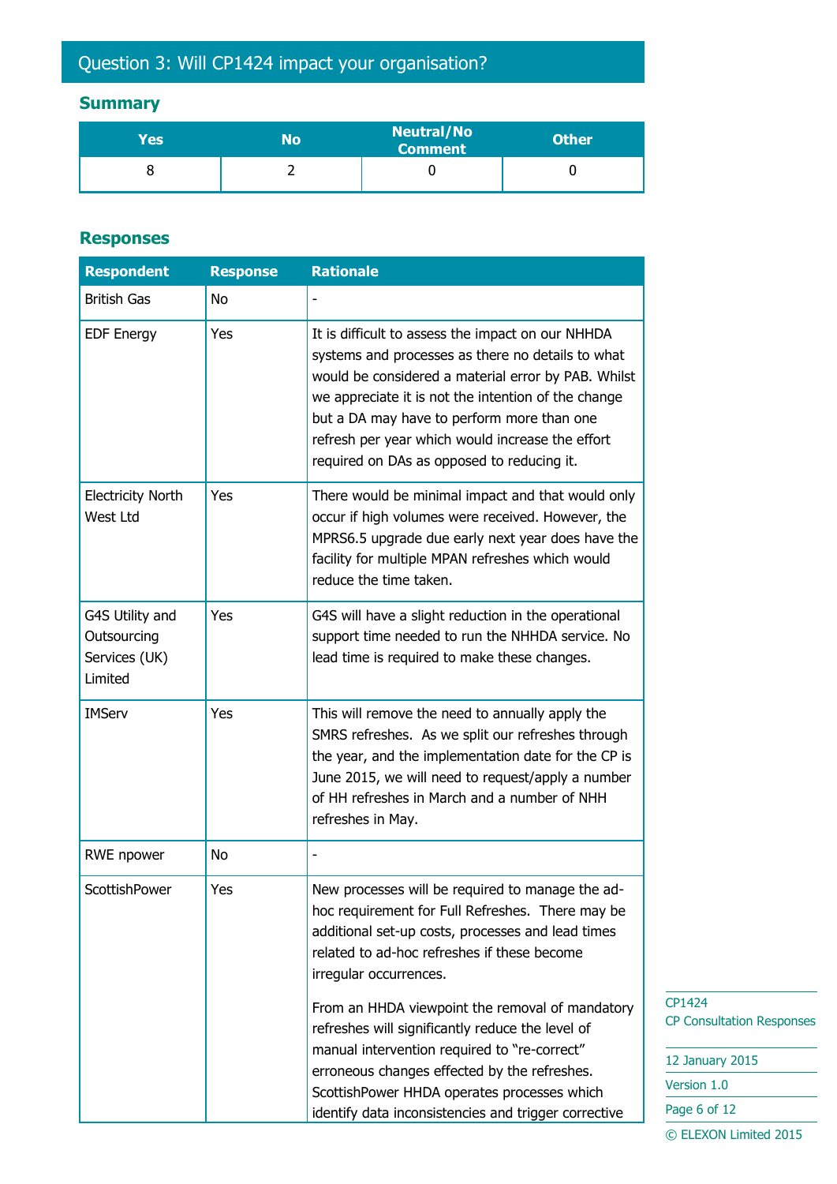## Question 3: Will CP1424 impact your organisation?

### Summary

| Yes | No | Neutral/No Comment | Other |
|---|---|---|---|
| 8 | 2 | 0 | 0 |

### Responses

| Respondent | Response | Rationale |
|---|---|---|
| British Gas | No | - |
| EDF Energy | Yes | It is difficult to assess the impact on our NHHDA systems and processes as there no details to what would be considered a material error by PAB. Whilst we appreciate it is not the intention of the change but a DA may have to perform more than one refresh per year which would increase the effort required on DAs as opposed to reducing it. |
| Electricity North West Ltd | Yes | There would be minimal impact and that would only occur if high volumes were received. However, the MPRS6.5 upgrade due early next year does have the facility for multiple MPAN refreshes which would reduce the time taken. |
| G4S Utility and Outsourcing Services (UK) Limited | Yes | G4S will have a slight reduction in the operational support time needed to run the NHHDA service. No lead time is required to make these changes. |
| IMServ | Yes | This will remove the need to annually apply the SMRS refreshes. As we split our refreshes through the year, and the implementation date for the CP is June 2015, we will need to request/apply a number of HH refreshes in March and a number of NHH refreshes in May. |
| RWE npower | No | - |
| ScottishPower | Yes | New processes will be required to manage the ad-hoc requirement for Full Refreshes. There may be additional set-up costs, processes and lead times related to ad-hoc refreshes if these become irregular occurrences.<br><br>From an HHDA viewpoint the removal of mandatory refreshes will significantly reduce the level of manual intervention required to "re-correct" erroneous changes effected by the refreshes. ScottishPower HHDA operates processes which identify data inconsistencies and trigger corrective |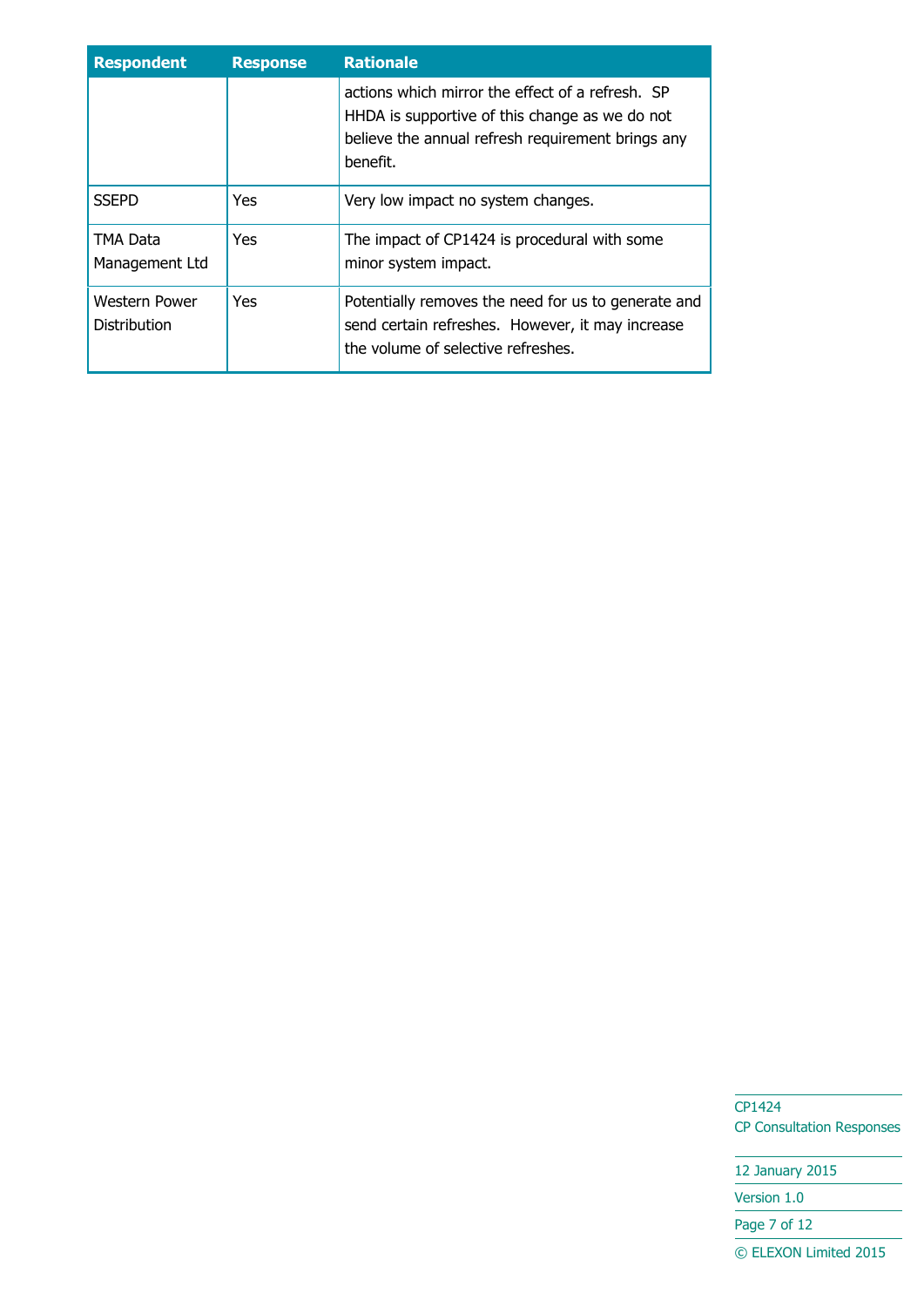| Respondent | Response | Rationale |
|---|---|---|
| | | actions which mirror the effect of a refresh. SP HHDA is supportive of this change as we do not believe the annual refresh requirement brings any benefit. |
| SSEPD | Yes | Very low impact no system changes. |
| TMA Data Management Ltd | Yes | The impact of CP1424 is procedural with some minor system impact. |
| Western Power Distribution | Yes | Potentially removes the need for us to generate and send certain refreshes. However, it may increase the volume of selective refreshes. |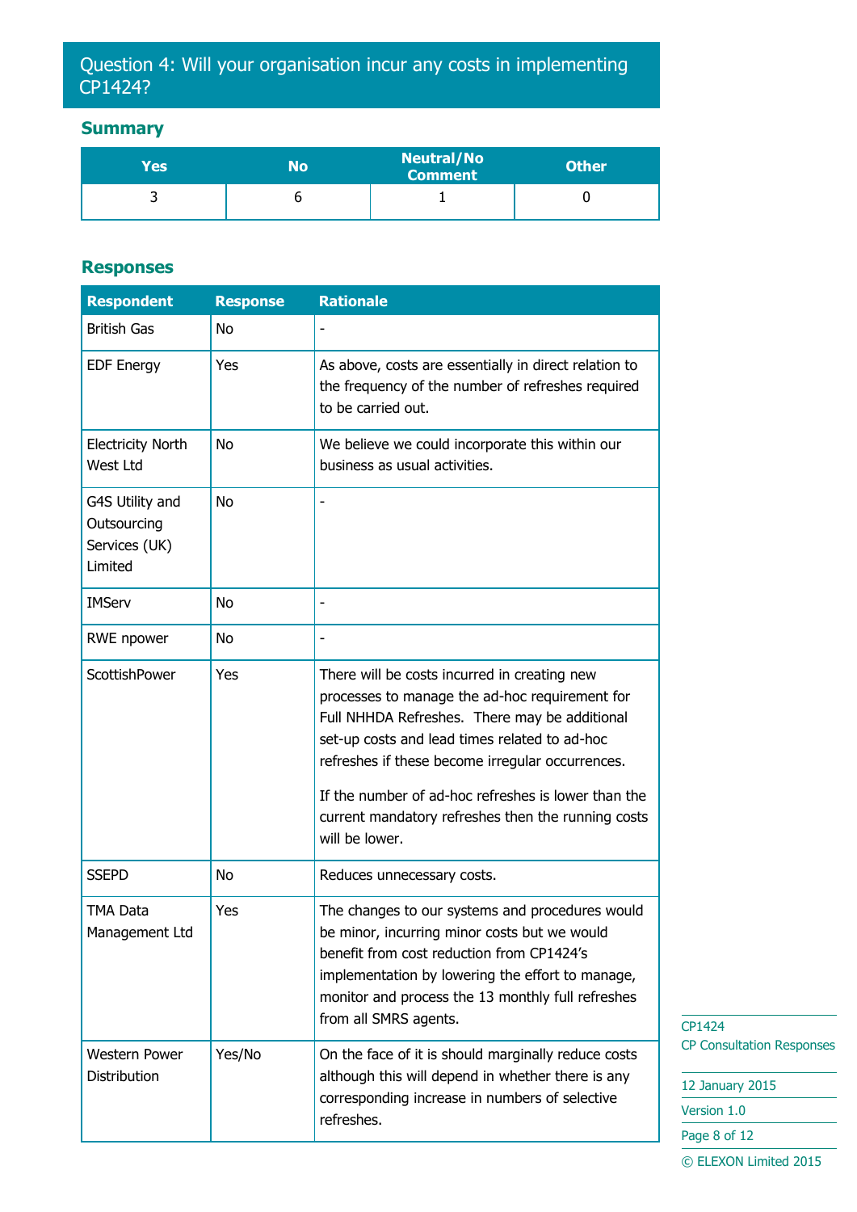## Question 4: Will your organisation incur any costs in implementing CP1424?

### Summary

| Yes | No | Neutral/No Comment | Other |
|---|---|---|---|
| 3 | 6 | 1 | 0 |

### Responses

| Respondent | Response | Rationale |
|---|---|---|
| British Gas | No | - |
| EDF Energy | Yes | As above, costs are essentially in direct relation to the frequency of the number of refreshes required to be carried out. |
| Electricity North West Ltd | No | We believe we could incorporate this within our business as usual activities. |
| G4S Utility and Outsourcing Services (UK) Limited | No | - |
| IMServ | No | - |
| RWE npower | No | - |
| ScottishPower | Yes | There will be costs incurred in creating new processes to manage the ad-hoc requirement for Full NHHDA Refreshes. There may be additional set-up costs and lead times related to ad-hoc refreshes if these become irregular occurrences.<br><br>If the number of ad-hoc refreshes is lower than the current mandatory refreshes then the running costs will be lower. |
| SSEPD | No | Reduces unnecessary costs. |
| TMA Data Management Ltd | Yes | The changes to our systems and procedures would be minor, incurring minor costs but we would benefit from cost reduction from CP1424's implementation by lowering the effort to manage, monitor and process the 13 monthly full refreshes from all SMRS agents. |
| Western Power Distribution | Yes/No | On the face of it is should marginally reduce costs although this will depend in whether there is any corresponding increase in numbers of selective refreshes. |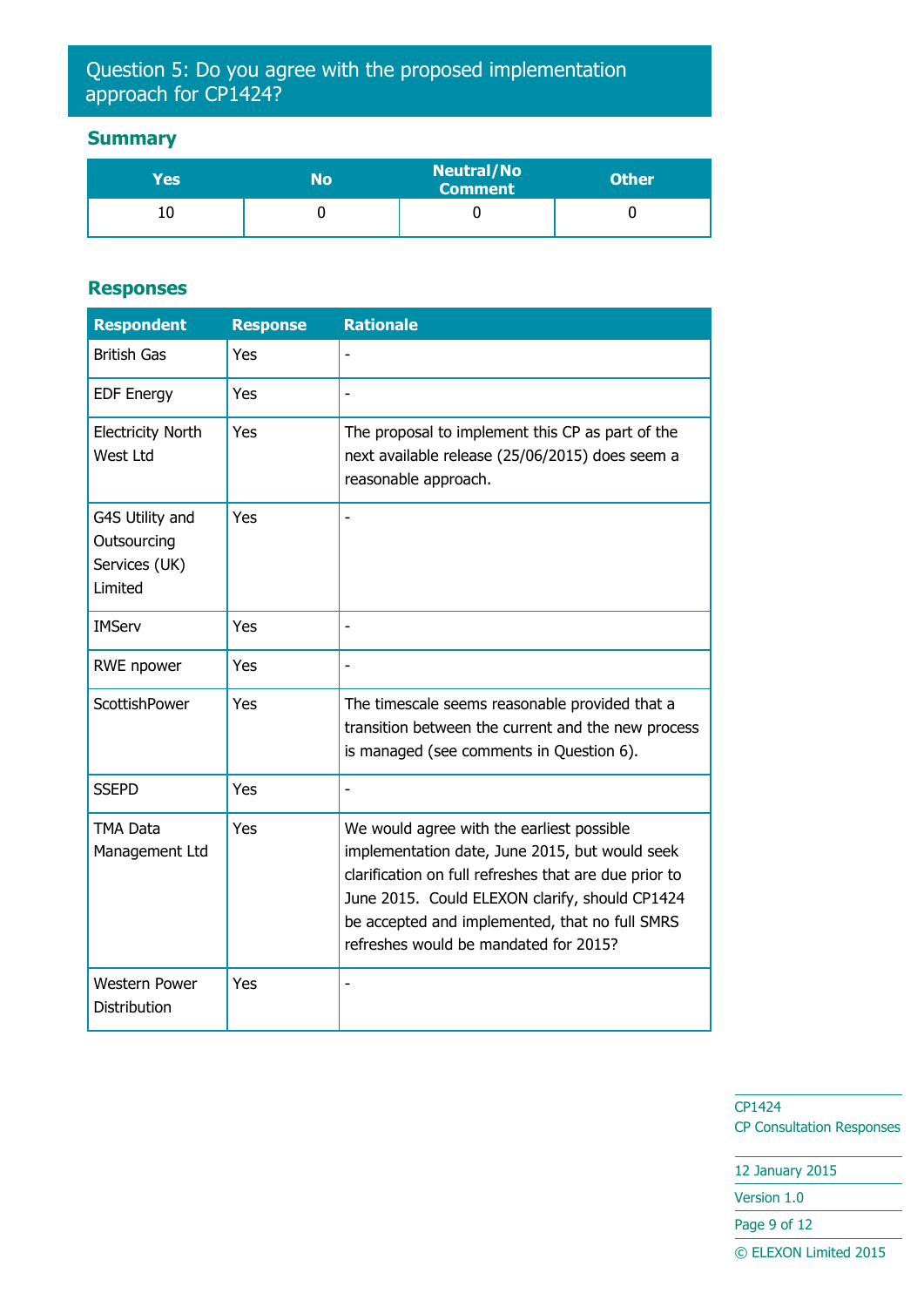## Question 5: Do you agree with the proposed implementation approach for CP1424?

### Summary

| Yes | No | Neutral/No Comment | Other |
|---|---|---|---|
| 10 | 0 | 0 | 0 |

### Responses

| Respondent | Response | Rationale |
|---|---|---|
| British Gas | Yes | - |
| EDF Energy | Yes | - |
| Electricity North West Ltd | Yes | The proposal to implement this CP as part of the next available release (25/06/2015) does seem a reasonable approach. |
| G4S Utility and Outsourcing Services (UK) Limited | Yes | - |
| IMServ | Yes | - |
| RWE npower | Yes | - |
| ScottishPower | Yes | The timescale seems reasonable provided that a transition between the current and the new process is managed (see comments in Question 6). |
| SSEPD | Yes | - |
| TMA Data Management Ltd | Yes | We would agree with the earliest possible implementation date, June 2015, but would seek clarification on full refreshes that are due prior to June 2015. Could ELEXON clarify, should CP1424 be accepted and implemented, that no full SMRS refreshes would be mandated for 2015? |
| Western Power Distribution | Yes | - |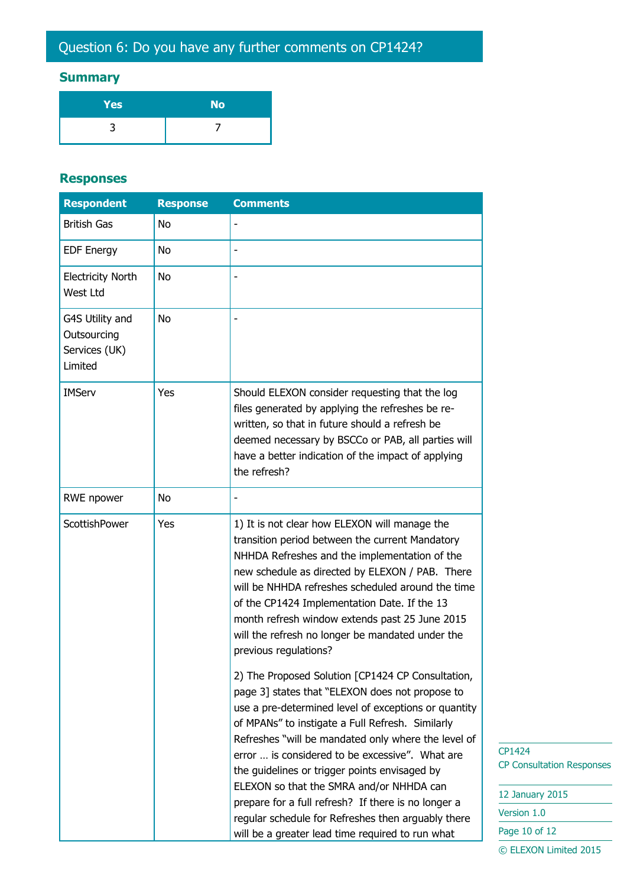## Question 6: Do you have any further comments on CP1424?

### Summary

| Yes | No |
|---|---|
| 3 | 7 |

### Responses

| Respondent | Response | Comments |
|---|---|---|
| British Gas | No | - |
| EDF Energy | No | - |
| Electricity North West Ltd | No | - |
| G4S Utility and Outsourcing Services (UK) Limited | No | - |
| IMServ | Yes | Should ELEXON consider requesting that the log files generated by applying the refreshes be re-written, so that in future should a refresh be deemed necessary by BSCCo or PAB, all parties will have a better indication of the impact of applying the refresh? |
| RWE npower | No | - |
| ScottishPower | Yes | 1) It is not clear how ELEXON will manage the transition period between the current Mandatory NHHDA Refreshes and the implementation of the new schedule as directed by ELEXON / PAB. There will be NHHDA refreshes scheduled around the time of the CP1424 Implementation Date. If the 13 month refresh window extends past 25 June 2015 will the refresh no longer be mandated under the previous regulations?<br><br>2) The Proposed Solution [CP1424 CP Consultation, page 3] states that "ELEXON does not propose to use a pre-determined level of exceptions or quantity of MPANs" to instigate a Full Refresh. Similarly Refreshes "will be mandated only where the level of error … is considered to be excessive". What are the guidelines or trigger points envisaged by ELEXON so that the SMRA and/or NHHDA can prepare for a full refresh? If there is no longer a regular schedule for Refreshes then arguably there will be a greater lead time required to run what |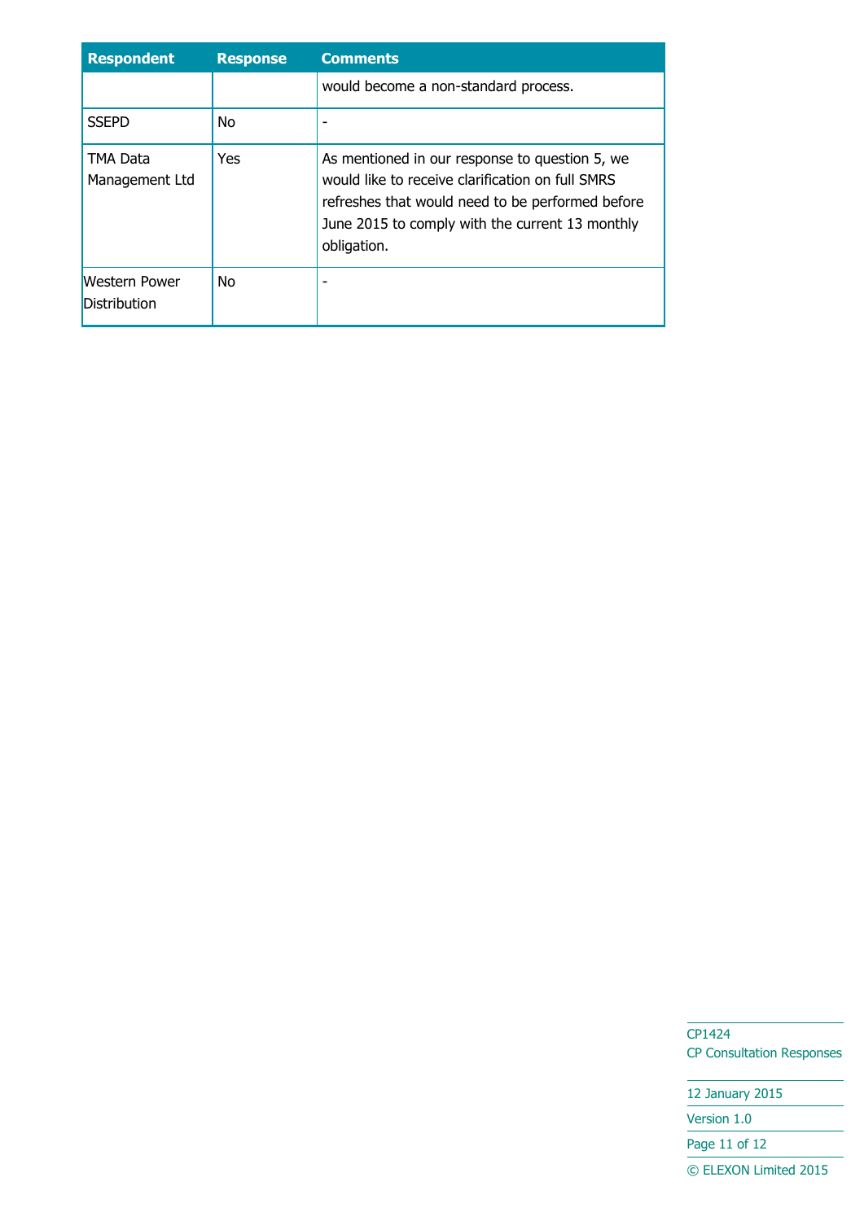| Respondent | Response | Comments |
| --- | --- | --- |
| | | would become a non-standard process. |
| SSEPD | No | - |
| TMA Data Management Ltd | Yes | As mentioned in our response to question 5, we would like to receive clarification on full SMRS refreshes that would need to be performed before June 2015 to comply with the current 13 monthly obligation. |
| Western Power Distribution | No | - |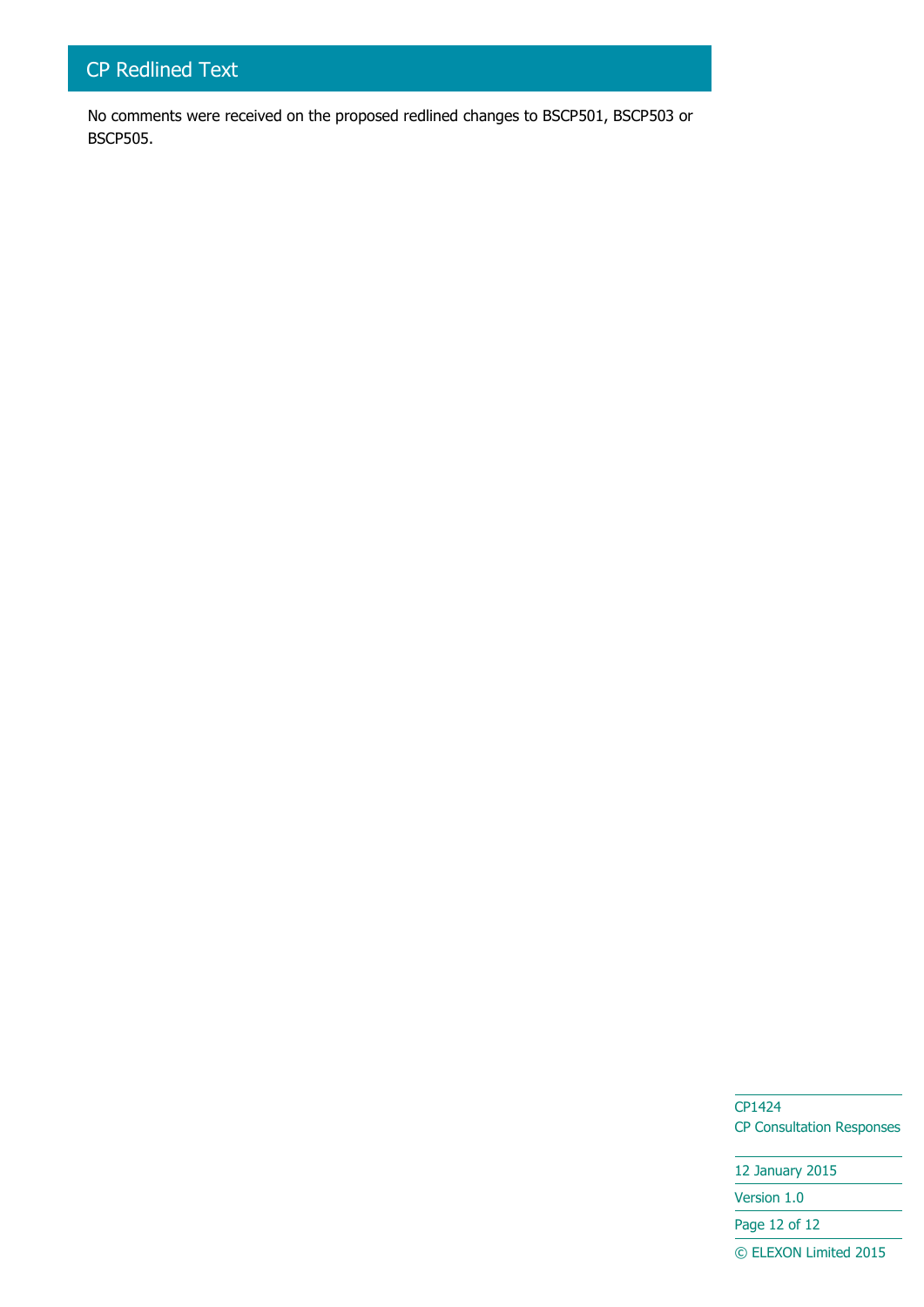## CP Redlined Text

No comments were received on the proposed redlined changes to BSCP501, BSCP503 or BSCP505.